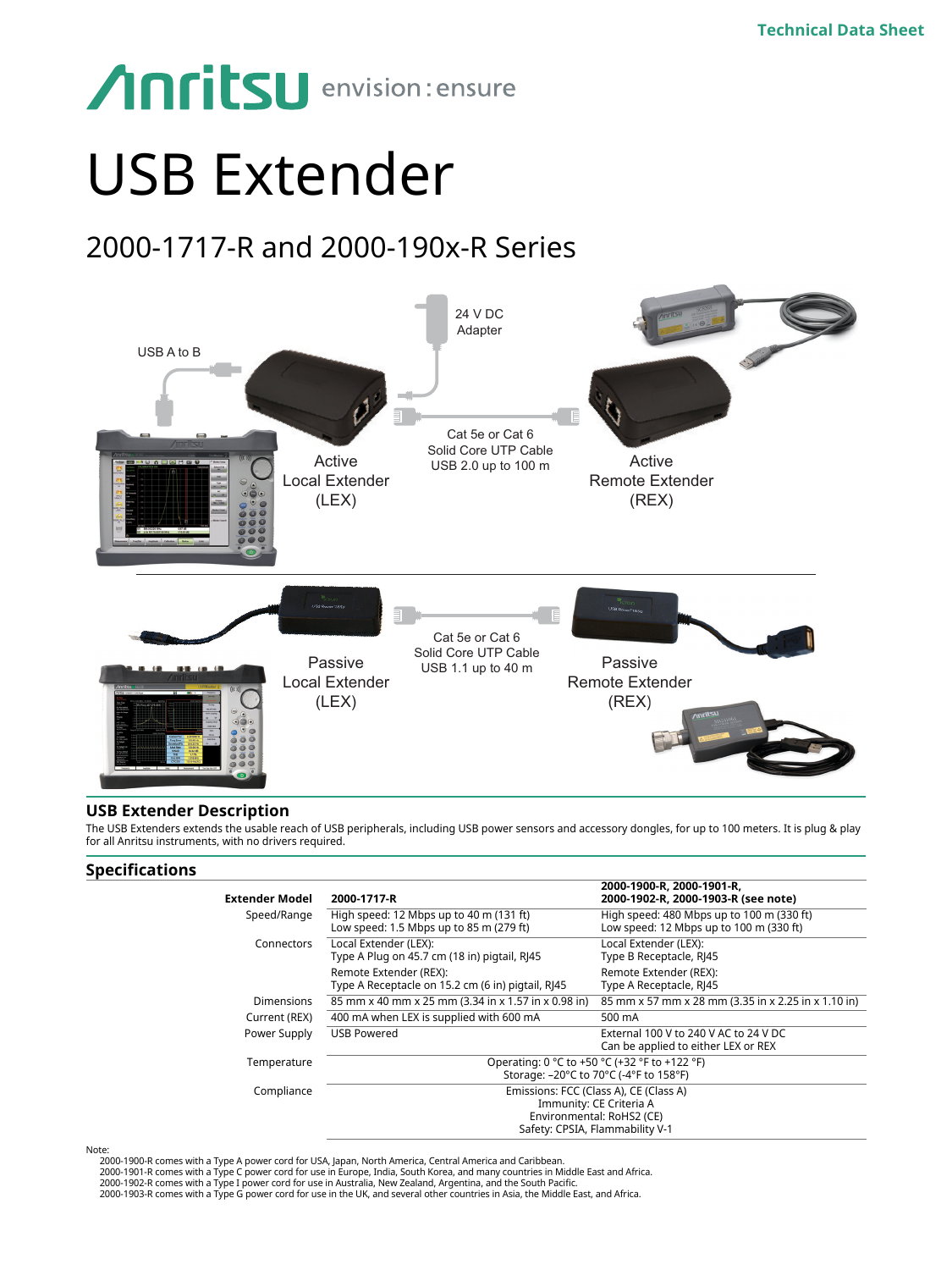Technical Data Sheet

# USB Extender

## 2000-1717-R and 2000-190x-R Series

USB A to B

24 V DC Adapter

Cat 5e or Cat 6 Solid Core UTP Cable USB 2.0 up to 100 m

Active Local Extender (LEX)

Active Remote Extender (REX)

Cat 5e or Cat 6 Solid Core UTP Cable USB 1.1 up to 40 m

Passive Local Extender (LEX)

Passive Remote Extender (REX)

## USB Extender Description

The USB Extenders extends the usable reach of USB peripherals, including USB power sensors and accessory dongles, for up to 100 meters. It is plug & play for all Anritsu instruments, with no drivers required.

## Specifications

| **Extender Model** | **2000-1717-R** | **2000-1900-R, 2000-1901-R, 2000-1902-R, 2000-1903-R (see note)** |
|---|---|---|
| Speed/Range | High speed: 12 Mbps up to 40 m (131 ft)<br>Low speed: 1.5 Mbps up to 85 m (279 ft) | High speed: 480 Mbps up to 100 m (330 ft)<br>Low speed: 12 Mbps up to 100 m (330 ft) |
| Connectors | Local Extender (LEX):<br>Type A Plug on 45.7 cm (18 in) pigtail, RJ45<br>Remote Extender (REX):<br>Type A Receptacle on 15.2 cm (6 in) pigtail, RJ45 | Local Extender (LEX):<br>Type B Receptacle, RJ45<br>Remote Extender (REX):<br>Type A Receptacle, RJ45 |
| Dimensions | 85 mm x 40 mm x 25 mm (3.34 in x 1.57 in x 0.98 in) | 85 mm x 57 mm x 28 mm (3.35 in x 2.25 in x 1.10 in) |
| Current (REX) | 400 mA when LEX is supplied with 600 mA | 500 mA |
| Power Supply | USB Powered | External 100 V to 240 V AC to 24 V DC<br>Can be applied to either LEX or REX |
| Temperature | Operating: 0 °C to +50 °C (+32 °F to +122 °F)<br>Storage: −20°C to 70°C (-4°F to 158°F) | |
| Compliance | Emissions: FCC (Class A), CE (Class A)<br>Immunity: CE Criteria A<br>Environmental: RoHS2 (CE)<br>Safety: CPSIA, Flammability V-1 | |

Note:
2000-1900-R comes with a Type A power cord for USA, Japan, North America, Central America and Caribbean.
2000-1901-R comes with a Type C power cord for use in Europe, India, South Korea, and many countries in Middle East and Africa.
2000-1902-R comes with a Type I power cord for use in Australia, New Zealand, Argentina, and the South Pacific.
2000-1903-R comes with a Type G power cord for use in the UK, and several other countries in Asia, the Middle East, and Africa.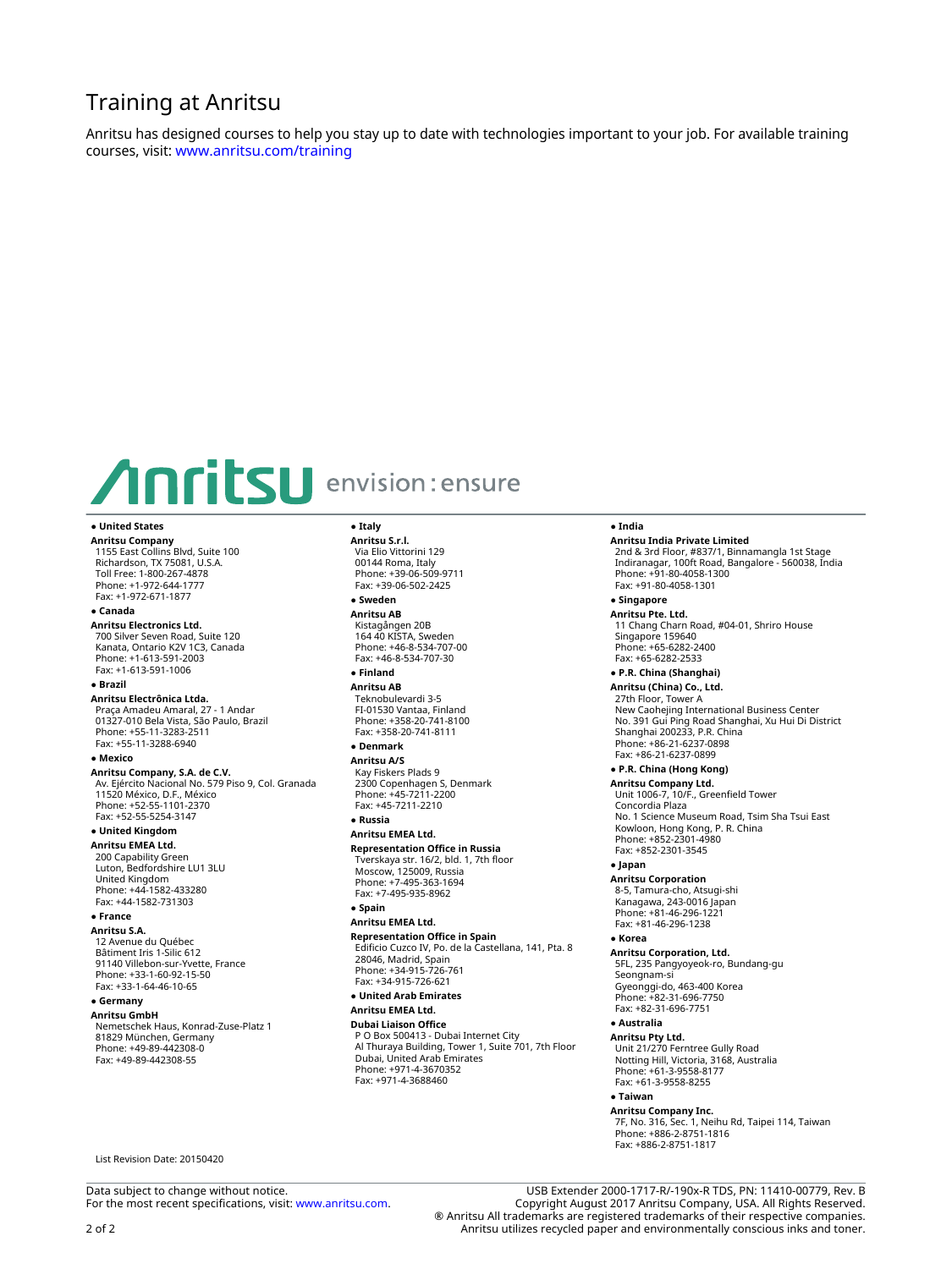# Training at Anritsu

Anritsu has designed courses to help you stay up to date with technologies important to your job. For available training courses, visit: www.anritsu.com/training

Anritsu envision : ensure

• **United States**

**Anritsu Company**
1155 East Collins Blvd, Suite 100
Richardson, TX 75081, U.S.A.
Toll Free: 1-800-267-4878
Phone: +1-972-644-1777
Fax: +1-972-671-1877

• **Canada**

**Anritsu Electronics Ltd.**
700 Silver Seven Road, Suite 120
Kanata, Ontario K2V 1C3, Canada
Phone: +1-613-591-2003
Fax: +1-613-591-1006

• **Brazil**

**Anritsu Electrônica Ltda.**
Praça Amadeu Amaral, 27 - 1 Andar
01327-010 Bela Vista, São Paulo, Brazil
Phone: +55-11-3283-2511
Fax: +55-11-3288-6940

• **Mexico**

**Anritsu Company, S.A. de C.V.**
Av. Ejército Nacional No. 579 Piso 9, Col. Granada
11520 México, D.F., México
Phone: +52-55-1101-2370
Fax: +52-55-5254-3147

• **United Kingdom**

**Anritsu EMEA Ltd.**
200 Capability Green
Luton, Bedfordshire LU1 3LU
United Kingdom
Phone: +44-1582-433280
Fax: +44-1582-731303

• **France**

**Anritsu S.A.**
12 Avenue du Québec
Bâtiment Iris 1-Silic 612
91140 Villebon-sur-Yvette, France
Phone: +33-1-60-92-15-50
Fax: +33-1-64-46-10-65

• **Germany**

**Anritsu GmbH**
Nemetschek Haus, Konrad-Zuse-Platz 1
81829 München, Germany
Phone: +49-89-442308-0
Fax: +49-89-442308-55

• **Italy**

**Anritsu S.r.l.**
Via Elio Vittorini 129
00144 Roma, Italy
Phone: +39-06-509-9711
Fax: +39-06-502-2425

• **Sweden**

**Anritsu AB**
Kistagången 20B
164 40 KISTA, Sweden
Phone: +46-8-534-707-00
Fax: +46-8-534-707-30

• **Finland**

**Anritsu AB**
Teknobulevardi 3-5
FI-01530 Vantaa, Finland
Phone: +358-20-741-8100
Fax: +358-20-741-8111

• **Denmark**

**Anritsu A/S**
Kay Fiskers Plads 9
2300 Copenhagen S, Denmark
Phone: +45-7211-2200
Fax: +45-7211-2210

• **Russia**

**Anritsu EMEA Ltd.**

**Representation Office in Russia**
Tverskaya str. 16/2, bld. 1, 7th floor
Moscow, 125009, Russia
Phone: +7-495-363-1694
Fax: +7-495-935-8962

• **Spain**

**Anritsu EMEA Ltd.**

**Representation Office in Spain**
Edificio Cuzco IV, Po. de la Castellana, 141, Pta. 8
28046, Madrid, Spain
Phone: +34-915-726-761
Fax: +34-915-726-621

• **United Arab Emirates**

**Anritsu EMEA Ltd.**

**Dubai Liaison Office**
P O Box 500413 - Dubai Internet City
Al Thuraya Building, Tower 1, Suite 701, 7th Floor
Dubai, United Arab Emirates
Phone: +971-4-3670352
Fax: +971-4-3688460

• **India**

**Anritsu India Private Limited**
2nd & 3rd Floor, #837/1, Binnamangla 1st Stage
Indiranagar, 100ft Road, Bangalore - 560038, India
Phone: +91-80-4058-1300
Fax: +91-80-4058-1301

• **Singapore**

**Anritsu Pte. Ltd.**
11 Chang Charn Road, #04-01, Shriro House
Singapore 159640
Phone: +65-6282-2400
Fax: +65-6282-2533

• **P.R. China (Shanghai)**

**Anritsu (China) Co., Ltd.**
27th Floor, Tower A
New Caohejing International Business Center
No. 391 Gui Ping Road Shanghai, Xu Hui Di District
Shanghai 200233, P.R. China
Phone: +86-21-6237-0898
Fax: +86-21-6237-0899

• **P.R. China (Hong Kong)**

**Anritsu Company Ltd.**
Unit 1006-7, 10/F., Greenfield Tower
Concordia Plaza
No. 1 Science Museum Road, Tsim Sha Tsui East
Kowloon, Hong Kong, P. R. China
Phone: +852-2301-4980
Fax: +852-2301-3545

• **Japan**

**Anritsu Corporation**
8-5, Tamura-cho, Atsugi-shi
Kanagawa, 243-0016 Japan
Phone: +81-46-296-1221
Fax: +81-46-296-1238

• **Korea**

**Anritsu Corporation, Ltd.**
5FL, 235 Pangyoyeok-ro, Bundang-gu
Seongnam-si
Gyeonggi-do, 463-400 Korea
Phone: +82-31-696-7750
Fax: +82-31-696-7751

• **Australia**

**Anritsu Pty Ltd.**
Unit 21/270 Ferntree Gully Road
Notting Hill, Victoria, 3168, Australia
Phone: +61-3-9558-8177
Fax: +61-3-9558-8255

• **Taiwan**

**Anritsu Company Inc.**
7F, No. 316, Sec. 1, Neihu Rd, Taipei 114, Taiwan
Phone: +886-2-8751-1816
Fax: +886-2-8751-1817

List Revision Date: 20150420

Data subject to change without notice.
For the most recent specifications, visit: www.anritsu.com.

USB Extender 2000-1717-R/-190x-R TDS, PN: 11410-00779, Rev. B
Copyright August 2017 Anritsu Company, USA. All Rights Reserved.
® Anritsu All trademarks are registered trademarks of their respective companies.
Anritsu utilizes recycled paper and environmentally conscious inks and toner.